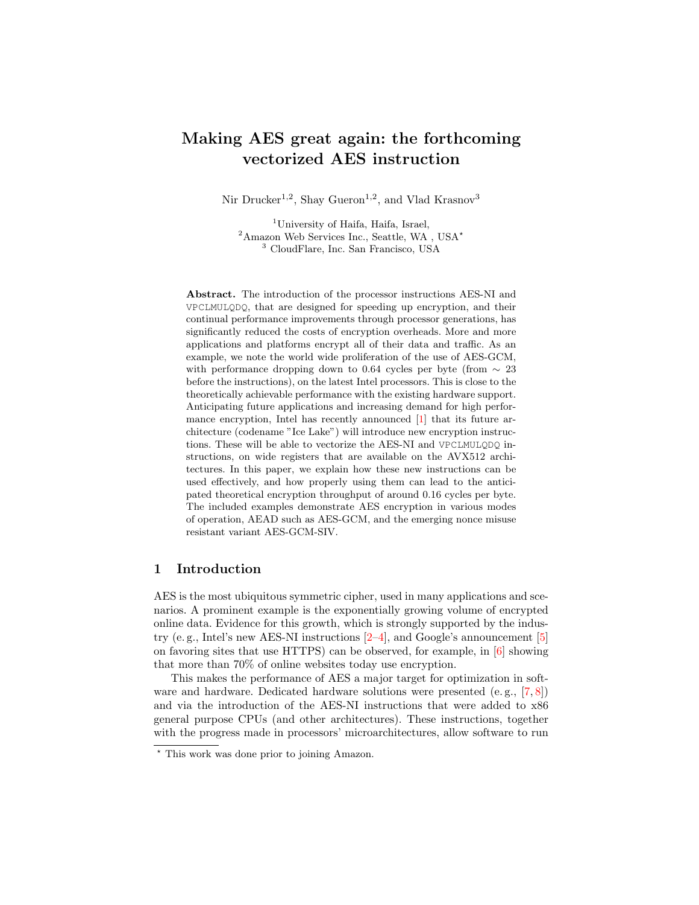# Making AES great again: the forthcoming vectorized AES instruction

Nir Drucker[1,2], Shay Gueron[1,2], and Vlad Krasnov[3]

[1]University of Haifa, Haifa, Israel,
[2]Amazon Web Services Inc., Seattle, WA , USA*
[3] CloudFlare, Inc. San Francisco, USA

**Abstract.** The introduction of the processor instructions AES-NI and VPCLMULQDQ, that are designed for speeding up encryption, and their continual performance improvements through processor generations, has significantly reduced the costs of encryption overheads. More and more applications and platforms encrypt all of their data and traffic. As an example, we note the world wide proliferation of the use of AES-GCM, with performance dropping down to 0.64 cycles per byte (from $\sim$ 23 before the instructions), on the latest Intel processors. This is close to the theoretically achievable performance with the existing hardware support. Anticipating future applications and increasing demand for high performance encryption, Intel has recently announced [1] that its future architecture (codename "Ice Lake") will introduce new encryption instructions. These will be able to vectorize the AES-NI and VPCLMULQDQ instructions, on wide registers that are available on the AVX512 architectures. In this paper, we explain how these new instructions can be used effectively, and how properly using them can lead to the anticipated theoretical encryption throughput of around 0.16 cycles per byte. The included examples demonstrate AES encryption in various modes of operation, AEAD such as AES-GCM, and the emerging nonce misuse resistant variant AES-GCM-SIV.

## 1 Introduction

AES is the most ubiquitous symmetric cipher, used in many applications and scenarios. A prominent example is the exponentially growing volume of encrypted online data. Evidence for this growth, which is strongly supported by the industry (e. g., Intel's new AES-NI instructions [2–4], and Google's announcement [5] on favoring sites that use HTTPS) can be observed, for example, in [6] showing that more than 70% of online websites today use encryption.

This makes the performance of AES a major target for optimization in software and hardware. Dedicated hardware solutions were presented (e. g., [7, 8]) and via the introduction of the AES-NI instructions that were added to x86 general purpose CPUs (and other architectures). These instructions, together with the progress made in processors' microarchitectures, allow software to run

* This work was done prior to joining Amazon.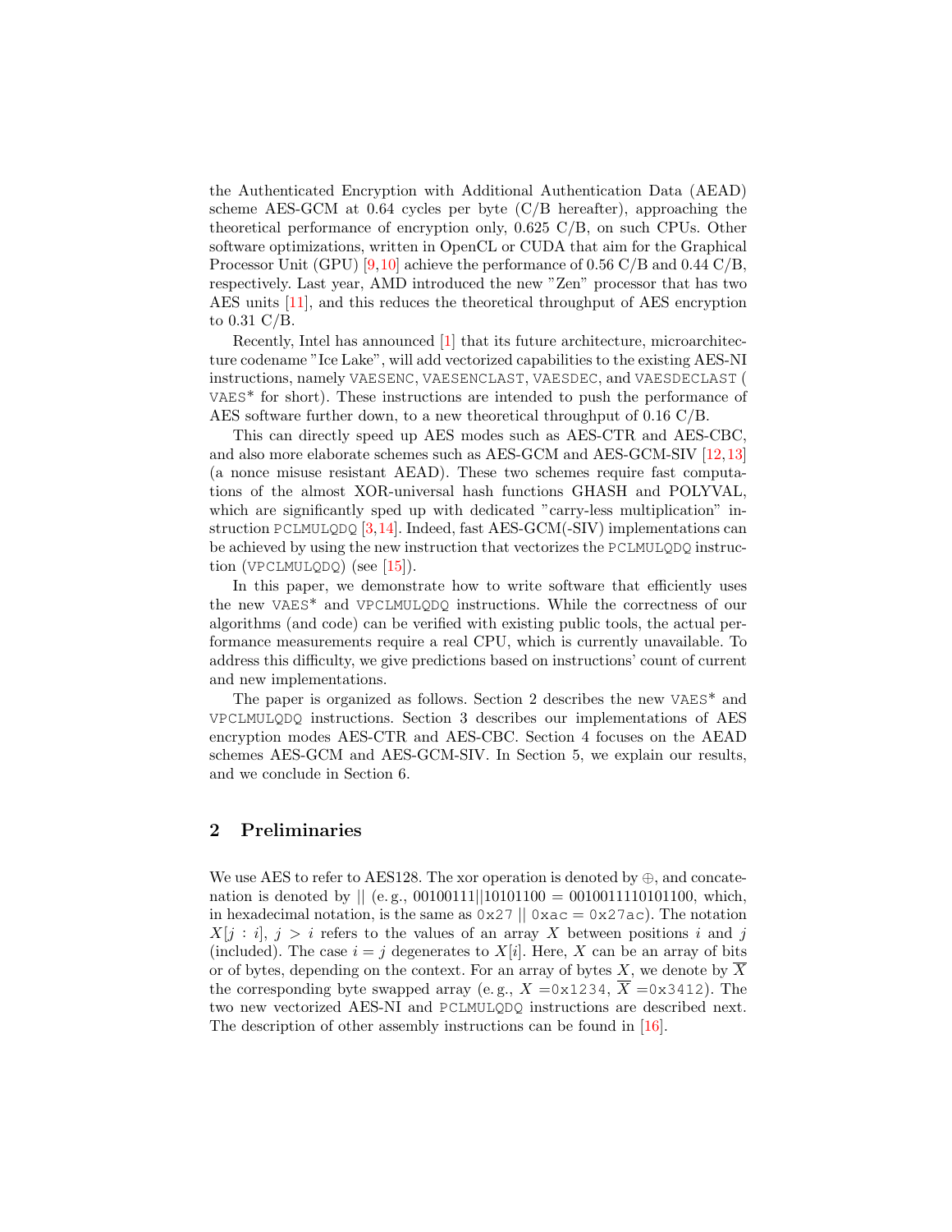the Authenticated Encryption with Additional Authentication Data (AEAD) scheme AES-GCM at 0.64 cycles per byte (C/B hereafter), approaching the theoretical performance of encryption only, 0.625 C/B, on such CPUs. Other software optimizations, written in OpenCL or CUDA that aim for the Graphical Processor Unit (GPU) [9,10] achieve the performance of 0.56 C/B and 0.44 C/B, respectively. Last year, AMD introduced the new "Zen" processor that has two AES units [11], and this reduces the theoretical throughput of AES encryption to 0.31 C/B.

Recently, Intel has announced [1] that its future architecture, microarchitecture codename "Ice Lake", will add vectorized capabilities to the existing AES-NI instructions, namely `VAESENC`, `VAESENCLAST`, `VAESDEC`, and `VAESDECLAST` ( `VAES*` for short). These instructions are intended to push the performance of AES software further down, to a new theoretical throughput of 0.16 C/B.

This can directly speed up AES modes such as AES-CTR and AES-CBC, and also more elaborate schemes such as AES-GCM and AES-GCM-SIV [12,13] (a nonce misuse resistant AEAD). These two schemes require fast computations of the almost XOR-universal hash functions GHASH and POLYVAL, which are significantly sped up with dedicated "carry-less multiplication" instruction `PCLMULQDQ` [3,14]. Indeed, fast AES-GCM(-SIV) implementations can be achieved by using the new instruction that vectorizes the `PCLMULQDQ` instruction (`VPCLMULQDQ`) (see [15]).

In this paper, we demonstrate how to write software that efficiently uses the new `VAES*` and `VPCLMULQDQ` instructions. While the correctness of our algorithms (and code) can be verified with existing public tools, the actual performance measurements require a real CPU, which is currently unavailable. To address this difficulty, we give predictions based on instructions' count of current and new implementations.

The paper is organized as follows. Section 2 describes the new `VAES*` and `VPCLMULQDQ` instructions. Section 3 describes our implementations of AES encryption modes AES-CTR and AES-CBC. Section 4 focuses on the AEAD schemes AES-GCM and AES-GCM-SIV. In Section 5, we explain our results, and we conclude in Section 6.

## 2 Preliminaries

We use AES to refer to AES128. The xor operation is denoted by $\oplus$, and concatenation is denoted by $||$ (e. g., $00100111||10101100 = 0010011110101100$, which, in hexadecimal notation, is the same as `0x27` $||$ `0xac` = `0x27ac`). The notation $X[j : i]$, $j > i$ refers to the values of an array $X$ between positions $i$ and $j$ (included). The case $i = j$ degenerates to $X[i]$. Here, $X$ can be an array of bits or of bytes, depending on the context. For an array of bytes $X$, we denote by $\overline{X}$ the corresponding byte swapped array (e. g., $X =$ `0x1234`, $\overline{X} =$ `0x3412`). The two new vectorized AES-NI and `PCLMULQDQ` instructions are described next. The description of other assembly instructions can be found in [16].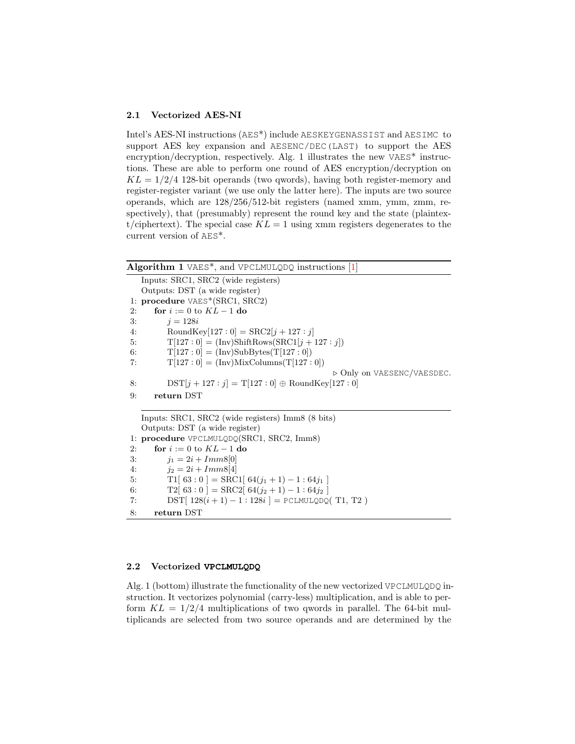### 2.1 Vectorized AES-NI

Intel's AES-NI instructions (AES*) include AESKEYGENASSIST and AESIMC to support AES key expansion and AESENC/DEC(LAST) to support the AES encryption/decryption, respectively. Alg. 1 illustrates the new VAES* instructions. These are able to perform one round of AES encryption/decryption on $KL = 1/2/4$ 128-bit operands (two qwords), having both register-memory and register-register variant (we use only the latter here). The inputs are two source operands, which are 128/256/512-bit registers (named xmm, ymm, zmm, respectively), that (presumably) represent the round key and the state (plaintext/ciphertext). The special case $KL = 1$ using xmm registers degenerates to the current version of AES*.

**Algorithm 1** VAES*, and VPCLMULQDQ instructions [1]

```
   Inputs: SRC1, SRC2 (wide registers)
   Outputs: DST (a wide register)
1: procedure VAES*(SRC1, SRC2)
2:     for i := 0 to KL − 1 do
3:         j = 128i
4:         RoundKey[127 : 0] = SRC2[j + 127 : j]
5:         T[127 : 0] = (Inv)ShiftRows(SRC1[j + 127 : j])
6:         T[127 : 0] = (Inv)SubBytes(T[127 : 0])
7:         T[127 : 0] = (Inv)MixColumns(T[127 : 0])
                                        ▷ Only on VAESENC/VAESDEC.
8:         DST[j + 127 : j] = T[127 : 0] ⊕ RoundKey[127 : 0]
9:     return DST
```

```
   Inputs: SRC1, SRC2 (wide registers) Imm8 (8 bits)
   Outputs: DST (a wide register)
1: procedure VPCLMULQDQ(SRC1, SRC2, Imm8)
2:     for i := 0 to KL − 1 do
3:         j1 = 2i + Imm8[0]
4:         j2 = 2i + Imm8[4]
5:         T1[ 63 : 0 ] = SRC1[ 64(j1 + 1) − 1 : 64j1 ]
6:         T2[ 63 : 0 ] = SRC2[ 64(j2 + 1) − 1 : 64j2 ]
7:         DST[ 128(i + 1) − 1 : 128i ] = PCLMULQDQ( T1, T2 )
8:     return DST
```

### 2.2 Vectorized VPCLMULQDQ

Alg. 1 (bottom) illustrate the functionality of the new vectorized VPCLMULQDQ instruction. It vectorizes polynomial (carry-less) multiplication, and is able to perform $KL = 1/2/4$ multiplications of two qwords in parallel. The 64-bit multiplicands are selected from two source operands and are determined by the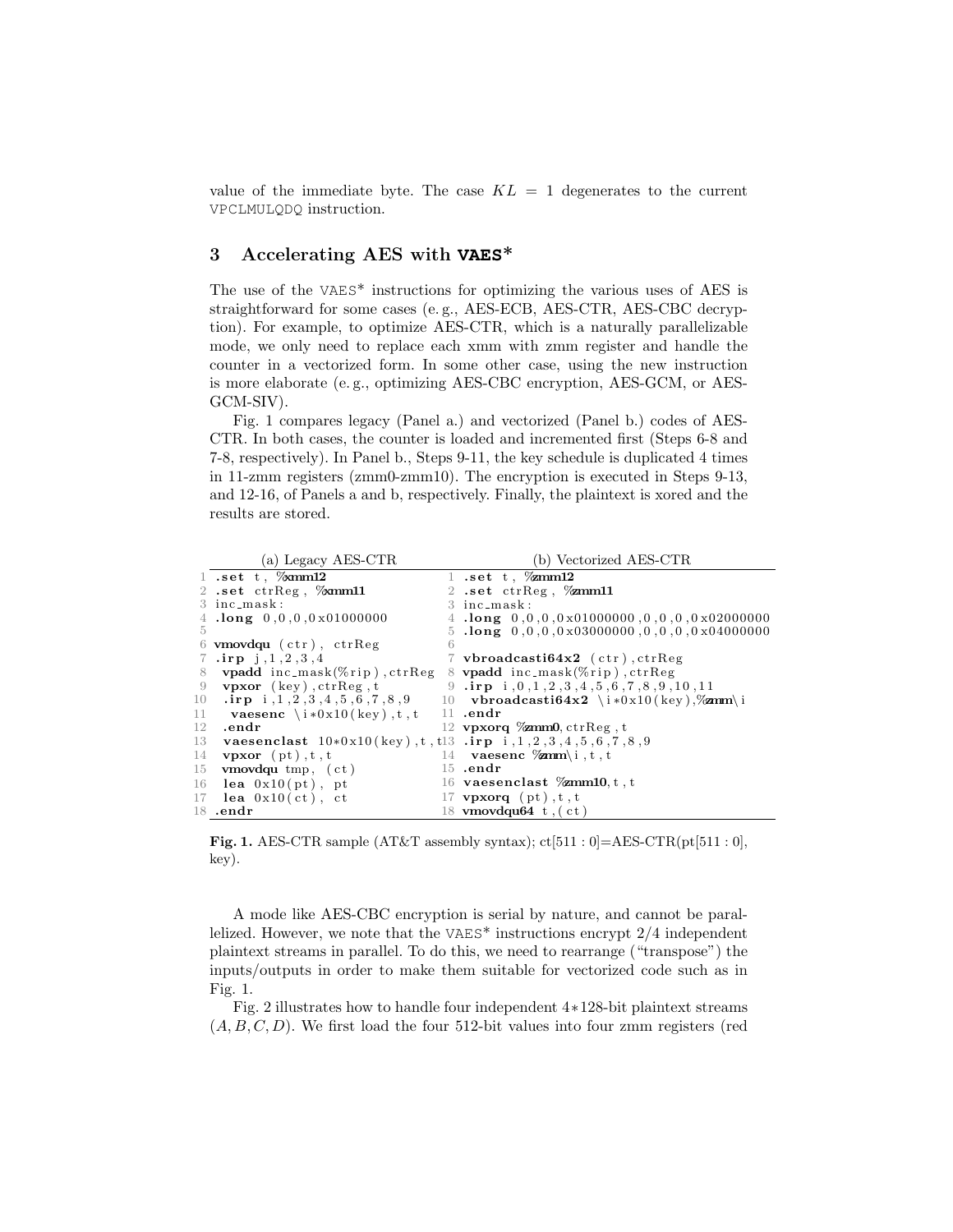value of the immediate byte. The case $KL = 1$ degenerates to the current VPCLMULQDQ instruction.

## 3 Accelerating AES with VAES*

The use of the VAES* instructions for optimizing the various uses of AES is straightforward for some cases (e. g., AES-ECB, AES-CTR, AES-CBC decryption). For example, to optimize AES-CTR, which is a naturally parallelizable mode, we only need to replace each xmm with zmm register and handle the counter in a vectorized form. In some other case, using the new instruction is more elaborate (e. g., optimizing AES-CBC encryption, AES-GCM, or AES-GCM-SIV).

Fig. 1 compares legacy (Panel a.) and vectorized (Panel b.) codes of AES-CTR. In both cases, the counter is loaded and incremented first (Steps 6-8 and 7-8, respectively). In Panel b., Steps 9-11, the key schedule is duplicated 4 times in 11-zmm registers (zmm0-zmm10). The encryption is executed in Steps 9-13, and 12-16, of Panels a and b, respectively. Finally, the plaintext is xored and the results are stored.

(a) Legacy AES-CTR

```
1  .set t, %xmm12
2  .set ctrReg, %xmm11
3  inc_mask:
4  .long 0,0,0,0x01000000
5
6  vmovdqu (ctr), ctrReg
7  .irp j,1,2,3,4
8   vpadd inc_mask(%rip),ctrReg
9   vpxor (key),ctrReg,t
10   .irp i,1,2,3,4,5,6,7,8,9
11    vaesenc \i*0x10(key),t,t
12   .endr
13   vaesenclast 10*0x10(key),t,t
14   vpxor (pt),t,t
15   vmovdqu tmp, (ct)
16   lea 0x10(pt), pt
17   lea 0x10(ct), ct
18 .endr
```

(b) Vectorized AES-CTR

```
1  .set t, %zmm12
2  .set ctrReg, %zmm11
3  inc_mask:
4  .long 0,0,0,0x01000000,0,0,0,0x02000000
5  .long 0,0,0,0x03000000,0,0,0,0x04000000
6
7  vbroadcasti64x2 (ctr),ctrReg
8  vpadd inc_mask(%rip),ctrReg
9  .irp i,0,1,2,3,4,5,6,7,8,9,10,11
10  vbroadcasti64x2 \i*0x10(key),%zmm\i
11 .endr
12 vpxorq %zmm0,ctrReg,t
13 .irp i,1,2,3,4,5,6,7,8,9
14  vaesenc %zmm\i,t,t
15 .endr
16 vaesenclast %zmm10,t,t
17 vpxorq (pt),t,t
18 vmovdqu64 t,(ct)
```

**Fig. 1.** AES-CTR sample (AT&T assembly syntax); ct[511 : 0]=AES-CTR(pt[511 : 0], key).

A mode like AES-CBC encryption is serial by nature, and cannot be parallelized. However, we note that the VAES* instructions encrypt 2/4 independent plaintext streams in parallel. To do this, we need to rearrange ("transpose") the inputs/outputs in order to make them suitable for vectorized code such as in Fig. 1.

Fig. 2 illustrates how to handle four independent $4*128$-bit plaintext streams $(A, B, C, D)$. We first load the four 512-bit values into four zmm registers (red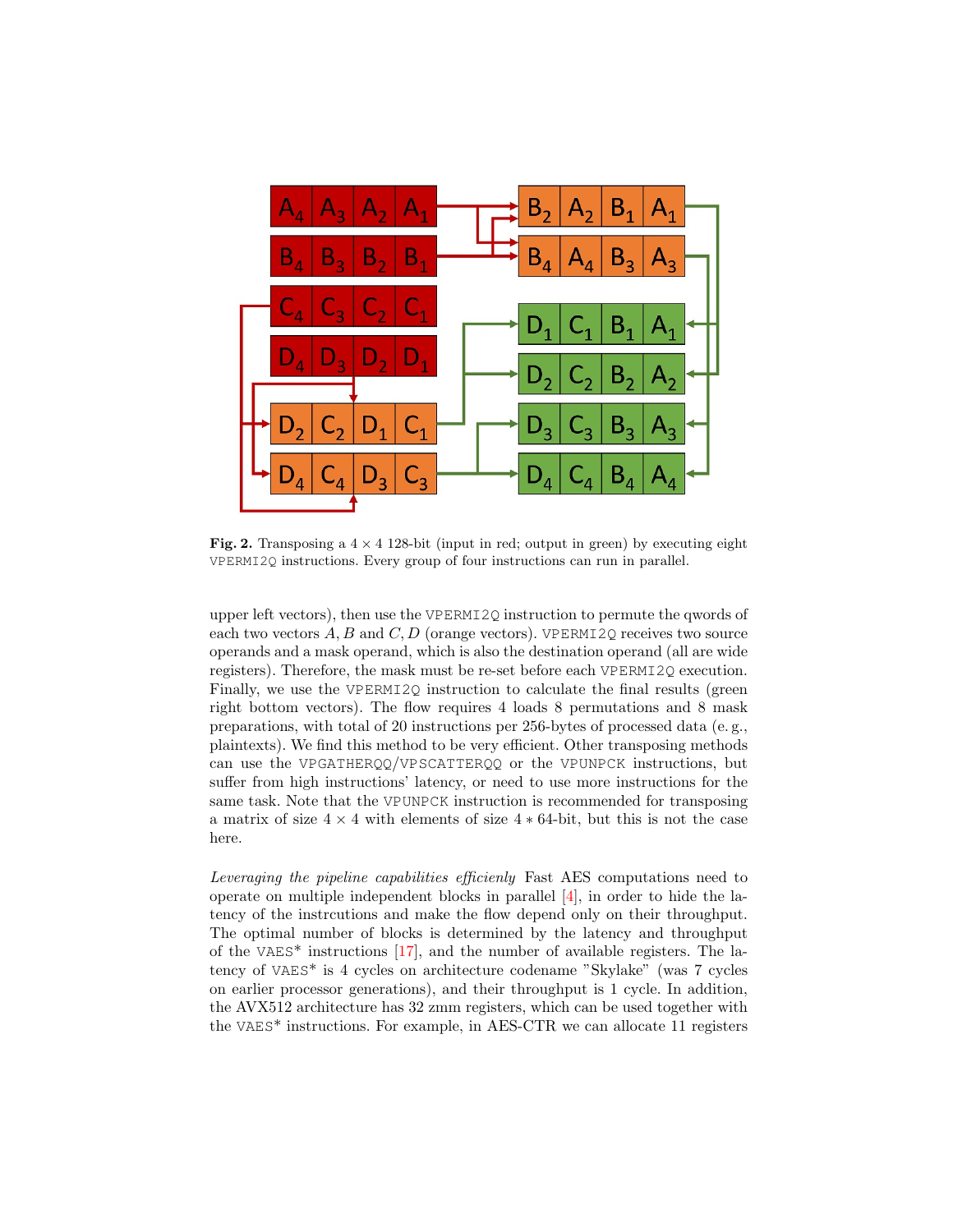**Fig. 2.** Transposing a $4 \times 4$ 128-bit (input in red; output in green) by executing eight VPERMI2Q instructions. Every group of four instructions can run in parallel.

upper left vectors), then use the VPERMI2Q instruction to permute the qwords of each two vectors $A, B$ and $C, D$ (orange vectors). VPERMI2Q receives two source operands and a mask operand, which is also the destination operand (all are wide registers). Therefore, the mask must be re-set before each VPERMI2Q execution. Finally, we use the VPERMI2Q instruction to calculate the final results (green right bottom vectors). The flow requires 4 loads 8 permutations and 8 mask preparations, with total of 20 instructions per 256-bytes of processed data (e. g., plaintexts). We find this method to be very efficient. Other transposing methods can use the VPGATHERQQ/VPSCATTERQQ or the VPUNPCK instructions, but suffer from high instructions' latency, or need to use more instructions for the same task. Note that the VPUNPCK instruction is recommended for transposing a matrix of size $4 \times 4$ with elements of size $4 * 64$-bit, but this is not the case here.

*Leveraging the pipeline capabilities efficienly* Fast AES computations need to operate on multiple independent blocks in parallel [4], in order to hide the latency of the instrcutions and make the flow depend only on their throughput. The optimal number of blocks is determined by the latency and throughput of the VAES* instructions [17], and the number of available registers. The latency of VAES* is 4 cycles on architecture codename "Skylake" (was 7 cycles on earlier processor generations), and their throughput is 1 cycle. In addition, the AVX512 architecture has 32 zmm registers, which can be used together with the VAES* instructions. For example, in AES-CTR we can allocate 11 registers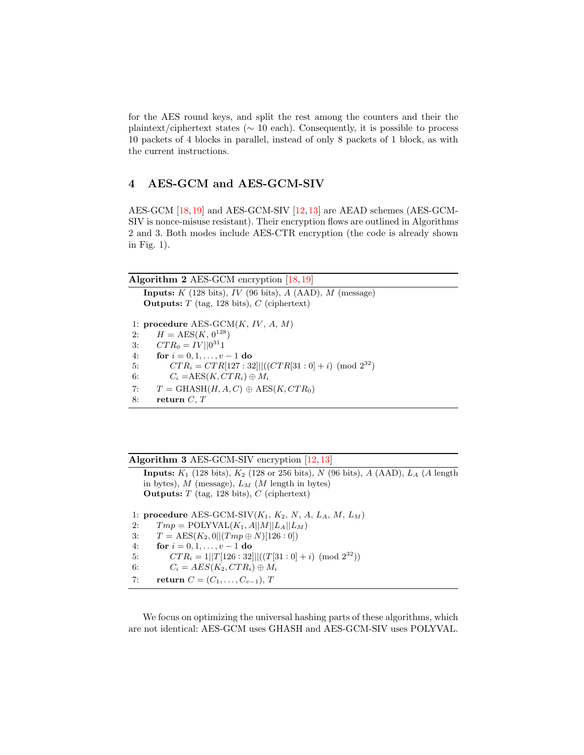for the AES round keys, and split the rest among the counters and their the plaintext/ciphertext states ($\sim$ 10 each). Consequently, it is possible to process 10 packets of 4 blocks in parallel, instead of only 8 packets of 1 block, as with the current instructions.

## 4 AES-GCM and AES-GCM-SIV

AES-GCM [18,19] and AES-GCM-SIV [12,13] are AEAD schemes (AES-GCM-SIV is nonce-misuse resistant). Their encryption flows are outlined in Algorithms 2 and 3. Both modes include AES-CTR encryption (the code is already shown in Fig. 1).

**Algorithm 2** AES-GCM encryption [18,19]

**Inputs:** $K$ (128 bits), $IV$ (96 bits), $A$ (AAD), $M$ (message)
**Outputs:** $T$ (tag, 128 bits), $C$ (ciphertext)

1: **procedure** AES-GCM($K$, $IV$, $A$, $M$)
2: $\quad H = \text{AES}(K, 0^{128})$
3: $\quad CTR_0 = IV||0^{31}1$
4: $\quad$ **for** $i = 0, 1, \ldots, v-1$ **do**
5: $\quad\quad CTR_i = CTR[127:32]||((CTR[31:0] + i) \pmod{2^{32}})$
6: $\quad\quad C_i = \text{AES}(K, CTR_i) \oplus M_i$
7: $\quad T = \text{GHASH}(H, A, C) \oplus \text{AES}(K, CTR_0)$
8: $\quad$ **return** $C$, $T$

**Algorithm 3** AES-GCM-SIV encryption [12,13]

**Inputs:** $K_1$ (128 bits), $K_2$ (128 or 256 bits), $N$ (96 bits), $A$ (AAD), $L_A$ ($A$ length in bytes), $M$ (message), $L_M$ ($M$ length in bytes)
**Outputs:** $T$ (tag, 128 bits), $C$ (ciphertext)

1: **procedure** AES-GCM-SIV($K_1$, $K_2$, $N$, $A$, $L_A$, $M$, $L_M$)
2: $\quad Tmp = \text{POLYVAL}(K_1, A||M||L_A||L_M)$
3: $\quad T = \text{AES}(K_2, 0||(Tmp \oplus N)[126:0])$
4: $\quad$ **for** $i = 0, 1, \ldots, v-1$ **do**
5: $\quad\quad CTR_i = 1||T[126:32]||((T[31:0] + i) \pmod{2^{32}})$
6: $\quad\quad C_i = AES(K_2, CTR_i) \oplus M_i$
7: $\quad$ **return** $C = (C_1, \ldots, C_{v-1})$, $T$

We focus on optimizing the universal hashing parts of these algorithms, which are not identical: AES-GCM uses GHASH and AES-GCM-SIV uses POLYVAL.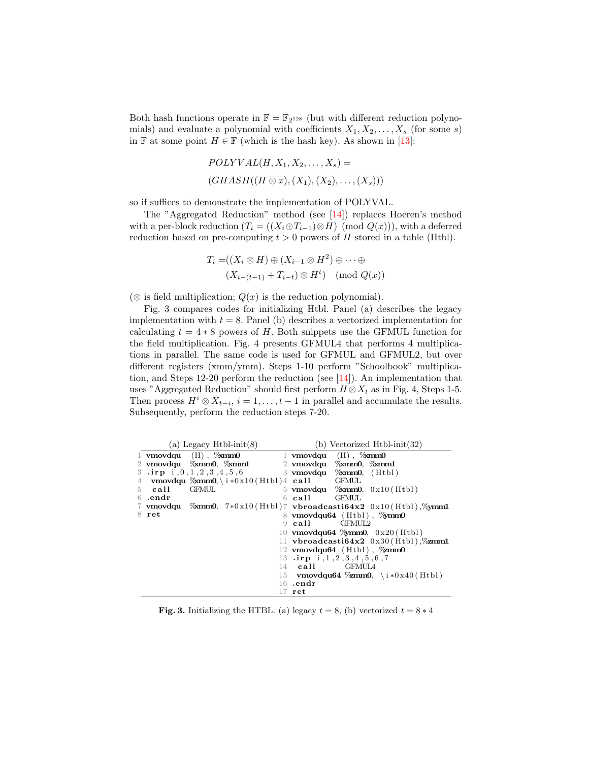Both hash functions operate in $\mathbb{F} = \mathbb{F}_{2^{128}}$ (but with different reduction polynomials) and evaluate a polynomial with coefficients $X_1, X_2, \ldots, X_s$ (for some $s$) in $\mathbb{F}$ at some point $H \in \mathbb{F}$ (which is the hash key). As shown in [13]:

$$POLYVAL(H, X_1, X_2, \ldots, X_s) =$$
$$\overline{(GHASH((\overline{H \otimes x}), (\overline{X_1}), (\overline{X_2}), \ldots, (\overline{X_s})))}$$

so if suffices to demonstrate the implementation of POLYVAL.

The "Aggregated Reduction" method (see [14]) replaces Hoeren's method with a per-block reduction ($T_i = ((X_i \oplus T_{i-1}) \otimes H) \pmod{Q(x)}$), with a deferred reduction based on pre-computing $t > 0$ powers of $H$ stored in a table (Htbl).

$$T_i = ((X_i \otimes H) \oplus (X_{i-1} \otimes H^2) \oplus \cdots \oplus$$
$$(X_{i-(t-1)} + T_{i-t}) \otimes H^t) \pmod{Q(x)}$$

($\otimes$ is field multiplication; $Q(x)$ is the reduction polynomial).

Fig. 3 compares codes for initializing Htbl. Panel (a) describes the legacy implementation with $t = 8$. Panel (b) describes a vectorized implementation for calculating $t = 4 * 8$ powers of $H$. Both snippets use the GFMUL function for the field multiplication. Fig. 4 presents GFMUL4 that performs 4 multiplications in parallel. The same code is used for GFMUL and GFMUL2, but over different registers (xmm/ymm). Steps 1-10 perform "Schoolbook" multiplication, and Steps 12-20 perform the reduction (see [14]). An implementation that uses "Aggregated Reduction" should first perform $H \otimes X_t$ as in Fig. 4, Steps 1-5. Then process $H^i \otimes X_{t-i}$, $i = 1, \ldots, t-1$ in parallel and accumulate the results. Subsequently, perform the reduction steps 7-20.

(a) Legacy Htbl-init(8)

```
1 vmovdqu   (H), %xmm0
2 vmovdqu   %xmm0, %xmm1
3 .irp i,0,1,2,3,4,5,6
4   vmovdqu %xmm0,\i*0x10(Htbl)
5   call    GFMUL
6 .endr
7 vmovdqu   %xmm0, 7*0x10(Htbl)
8 ret
```

(b) Vectorized Htbl-init(32)

```
1  vmovdqu      (H), %xmm0
2  vmovdqu      %xmm0, %xmm1
3  vmovdqu      %xmm0, (Htbl)
4  call         GFMUL
5  vmovdqu      %xmm0, 0x10(Htbl)
6  call         GFMUL
7  vbroadcasti64x2 0x10(Htbl),%ymm1
8  vmovdqu64    (Htbl), %ymm0
9  call         GFMUL2
10 vmovdqu64 %ymm0, 0x20(Htbl)
11 vbroadcasti64x2 0x30(Htbl),%zmm1
12 vmovdqu64 (Htbl), %zmm0
13 .irp i,1,2,3,4,5,6,7
14   call       GFMUL4
15   vmovdqu64 %zmm0, \i*0x40(Htbl)
16 .endr
17 ret
```

**Fig. 3.** Initializing the HTBL. (a) legacy $t = 8$, (b) vectorized $t = 8 * 4$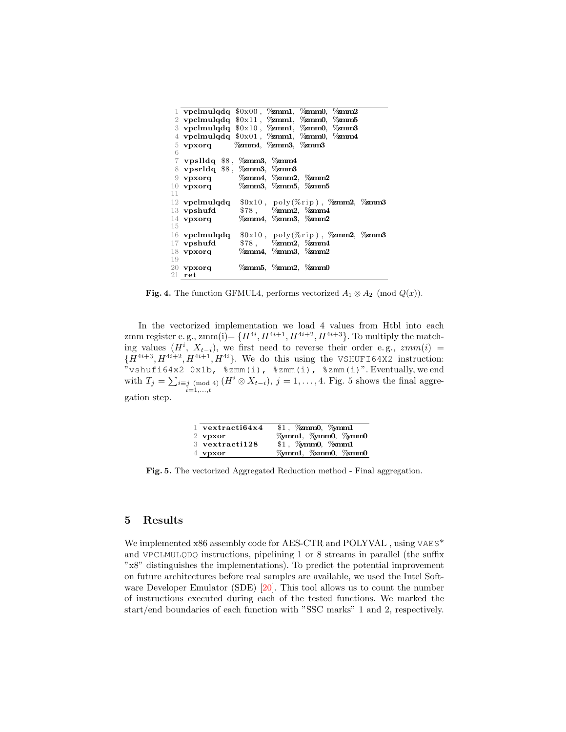```
1  vpclmulqdq $0x00, %zmm1, %zmm0, %zmm2
2  vpclmulqdq $0x11, %zmm1, %zmm0, %zmm5
3  vpclmulqdq $0x10, %zmm1, %zmm0, %zmm3
4  vpclmulqdq $0x01, %zmm1, %zmm0, %zmm4
5  vpxorq     %zmm4, %zmm3, %zmm3
6
7  vpslldq $8, %zmm3, %zmm4
8  vpsrldq $8, %zmm3, %zmm3
9  vpxorq      %zmm4, %zmm2, %zmm2
10 vpxorq      %zmm3, %zmm5, %zmm5
11
12 vpclmulqdq  $0x10, poly(%rip), %zmm2, %zmm3
13 vpshufd     $78,   %zmm2, %zmm4
14 vpxorq      %zmm4, %zmm3, %zmm2
15
16 vpclmulqdq  $0x10, poly(%rip), %zmm2, %zmm3
17 vpshufd     $78,   %zmm2, %zmm4
18 vpxorq      %zmm4, %zmm3, %zmm2
19
20 vpxorq      %zmm5, %zmm2, %zmm0
21 ret
```

**Fig. 4.** The function GFMUL4, performs vectorized $A_1 \otimes A_2 \pmod{Q(x)}$.

In the vectorized implementation we load 4 values from Htbl into each zmm register e. g., zmm(i)= $\{H^{4i}, H^{4i+1}, H^{4i+2}, H^{4i+3}\}$. To multiply the matching values ($H^i$, $X_{t-i}$), we first need to reverse their order e. g., $zmm(i) = \{H^{4i+3}, H^{4i+2}, H^{4i+1}, H^{4i}\}$. We do this using the VSHUFI64X2 instruction: "vshufi64x2 0x1b, %zmm(i), %zmm(i), %zmm(i)". Eventually, we end with $T_j = \sum_{\substack{i \equiv j \pmod 4 \\ i=1,\ldots,t}} (H^i \otimes X_{t-i})$, $j = 1, \ldots, 4$. Fig. 5 shows the final aggregation step.

```
1 vextracti64x4   $1, %zmm0, %ymm1
2 vpxor           %ymm1, %ymm0, %ymm0
3 vextracti128    $1, %ymm0, %xmm1
4 vpxor           %ymm1, %xmm0, %xmm0
```

**Fig. 5.** The vectorized Aggregated Reduction method - Final aggregation.

## 5 Results

We implemented x86 assembly code for AES-CTR and POLYVAL , using VAES* and VPCLMULQDQ instructions, pipelining 1 or 8 streams in parallel (the suffix "x8" distinguishes the implementations). To predict the potential improvement on future architectures before real samples are available, we used the Intel Software Developer Emulator (SDE) [20]. This tool allows us to count the number of instructions executed during each of the tested functions. We marked the start/end boundaries of each function with "SSC marks" 1 and 2, respectively.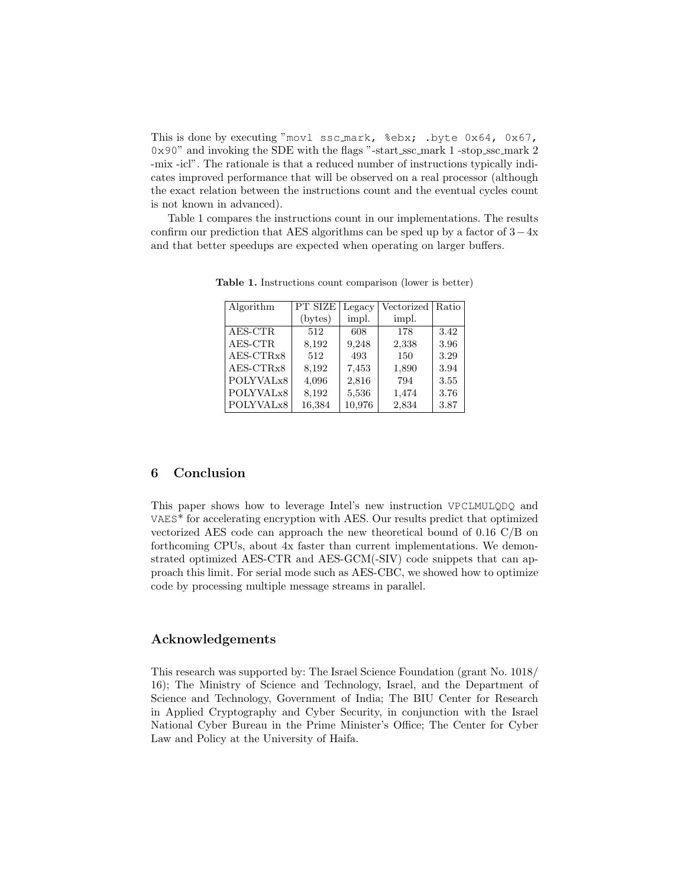This is done by executing "`movl ssc_mark, %ebx; .byte 0x64, 0x67, 0x90`" and invoking the SDE with the flags "-start_ssc_mark 1 -stop_ssc_mark 2 -mix -icl". The rationale is that a reduced number of instructions typically indicates improved performance that will be observed on a real processor (although the exact relation between the instructions count and the eventual cycles count is not known in advanced).

Table 1 compares the instructions count in our implementations. The results confirm our prediction that AES algorithms can be sped up by a factor of $3-4$x and that better speedups are expected when operating on larger buffers.

**Table 1.** Instructions count comparison (lower is better)

| Algorithm | PT SIZE (bytes) | Legacy impl. | Vectorized impl. | Ratio |
|---|---|---|---|---|
| AES-CTR | 512 | 608 | 178 | 3.42 |
| AES-CTR | 8,192 | 9,248 | 2,338 | 3.96 |
| AES-CTRx8 | 512 | 493 | 150 | 3.29 |
| AES-CTRx8 | 8,192 | 7,453 | 1,890 | 3.94 |
| POLYVALx8 | 4,096 | 2,816 | 794 | 3.55 |
| POLYVALx8 | 8,192 | 5,536 | 1,474 | 3.76 |
| POLYVALx8 | 16,384 | 10,976 | 2,834 | 3.87 |

## 6 Conclusion

This paper shows how to leverage Intel's new instruction `VPCLMULQDQ` and `VAES*` for accelerating encryption with AES. Our results predict that optimized vectorized AES code can approach the new theoretical bound of 0.16 C/B on forthcoming CPUs, about 4x faster than current implementations. We demonstrated optimized AES-CTR and AES-GCM(-SIV) code snippets that can approach this limit. For serial mode such as AES-CBC, we showed how to optimize code by processing multiple message streams in parallel.

## Acknowledgements

This research was supported by: The Israel Science Foundation (grant No. 1018/16); The Ministry of Science and Technology, Israel, and the Department of Science and Technology, Government of India; The BIU Center for Research in Applied Cryptography and Cyber Security, in conjunction with the Israel National Cyber Bureau in the Prime Minister's Office; The Center for Cyber Law and Policy at the University of Haifa.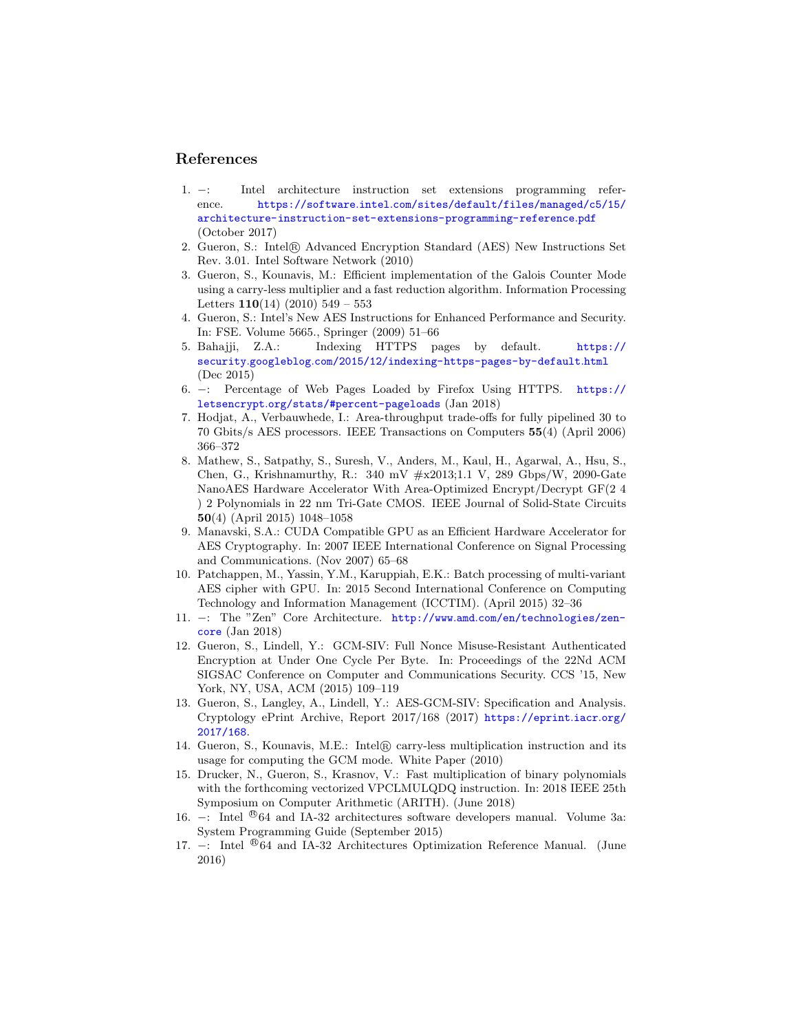## References

1. −: Intel architecture instruction set extensions programming reference. https://software.intel.com/sites/default/files/managed/c5/15/architecture-instruction-set-extensions-programming-reference.pdf (October 2017)
2. Gueron, S.: Intel® Advanced Encryption Standard (AES) New Instructions Set Rev. 3.01. Intel Software Network (2010)
3. Gueron, S., Kounavis, M.: Efficient implementation of the Galois Counter Mode using a carry-less multiplier and a fast reduction algorithm. Information Processing Letters **110**(14) (2010) 549 – 553
4. Gueron, S.: Intel's New AES Instructions for Enhanced Performance and Security. In: FSE. Volume 5665., Springer (2009) 51–66
5. Bahajji, Z.A.: Indexing HTTPS pages by default. https://security.googleblog.com/2015/12/indexing-https-pages-by-default.html (Dec 2015)
6. −: Percentage of Web Pages Loaded by Firefox Using HTTPS. https://letsencrypt.org/stats/#percent-pageloads (Jan 2018)
7. Hodjat, A., Verbauwhede, I.: Area-throughput trade-offs for fully pipelined 30 to 70 Gbits/s AES processors. IEEE Transactions on Computers **55**(4) (April 2006) 366–372
8. Mathew, S., Satpathy, S., Suresh, V., Anders, M., Kaul, H., Agarwal, A., Hsu, S., Chen, G., Krishnamurthy, R.: 340 mV #x2013;1.1 V, 289 Gbps/W, 2090-Gate NanoAES Hardware Accelerator With Area-Optimized Encrypt/Decrypt GF(2 4 ) 2 Polynomials in 22 nm Tri-Gate CMOS. IEEE Journal of Solid-State Circuits **50**(4) (April 2015) 1048–1058
9. Manavski, S.A.: CUDA Compatible GPU as an Efficient Hardware Accelerator for AES Cryptography. In: 2007 IEEE International Conference on Signal Processing and Communications. (Nov 2007) 65–68
10. Patchappen, M., Yassin, Y.M., Karuppiah, E.K.: Batch processing of multi-variant AES cipher with GPU. In: 2015 Second International Conference on Computing Technology and Information Management (ICCTIM). (April 2015) 32–36
11. −: The "Zen" Core Architecture. http://www.amd.com/en/technologies/zen-core (Jan 2018)
12. Gueron, S., Lindell, Y.: GCM-SIV: Full Nonce Misuse-Resistant Authenticated Encryption at Under One Cycle Per Byte. In: Proceedings of the 22Nd ACM SIGSAC Conference on Computer and Communications Security. CCS '15, New York, NY, USA, ACM (2015) 109–119
13. Gueron, S., Langley, A., Lindell, Y.: AES-GCM-SIV: Specification and Analysis. Cryptology ePrint Archive, Report 2017/168 (2017) https://eprint.iacr.org/2017/168.
14. Gueron, S., Kounavis, M.E.: Intel® carry-less multiplication instruction and its usage for computing the GCM mode. White Paper (2010)
15. Drucker, N., Gueron, S., Krasnov, V.: Fast multiplication of binary polynomials with the forthcoming vectorized VPCLMULQDQ instruction. In: 2018 IEEE 25th Symposium on Computer Arithmetic (ARITH). (June 2018)
16. −: Intel ®64 and IA-32 architectures software developers manual. Volume 3a: System Programming Guide (September 2015)
17. −: Intel ®64 and IA-32 Architectures Optimization Reference Manual. (June 2016)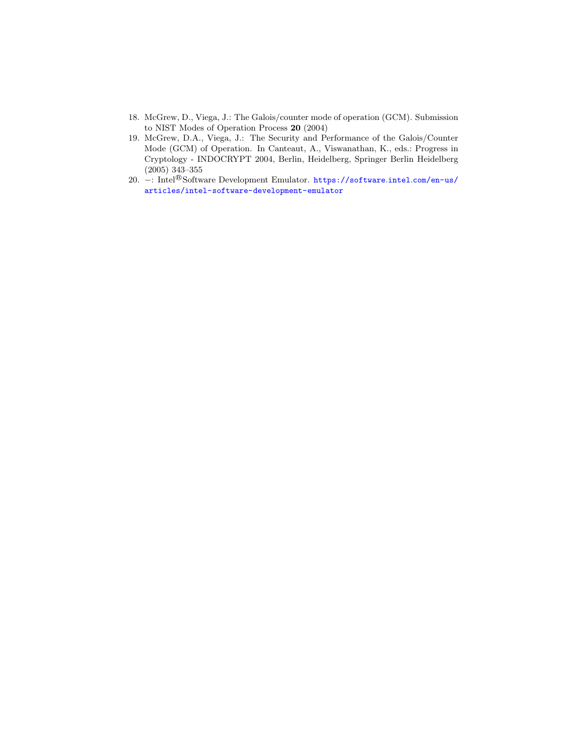18. McGrew, D., Viega, J.: The Galois/counter mode of operation (GCM). Submission to NIST Modes of Operation Process **20** (2004)
19. McGrew, D.A., Viega, J.: The Security and Performance of the Galois/Counter Mode (GCM) of Operation. In Canteaut, A., Viswanathan, K., eds.: Progress in Cryptology - INDOCRYPT 2004, Berlin, Heidelberg, Springer Berlin Heidelberg (2005) 343–355
20. −: Intel®Software Development Emulator. https://software.intel.com/en-us/articles/intel-software-development-emulator